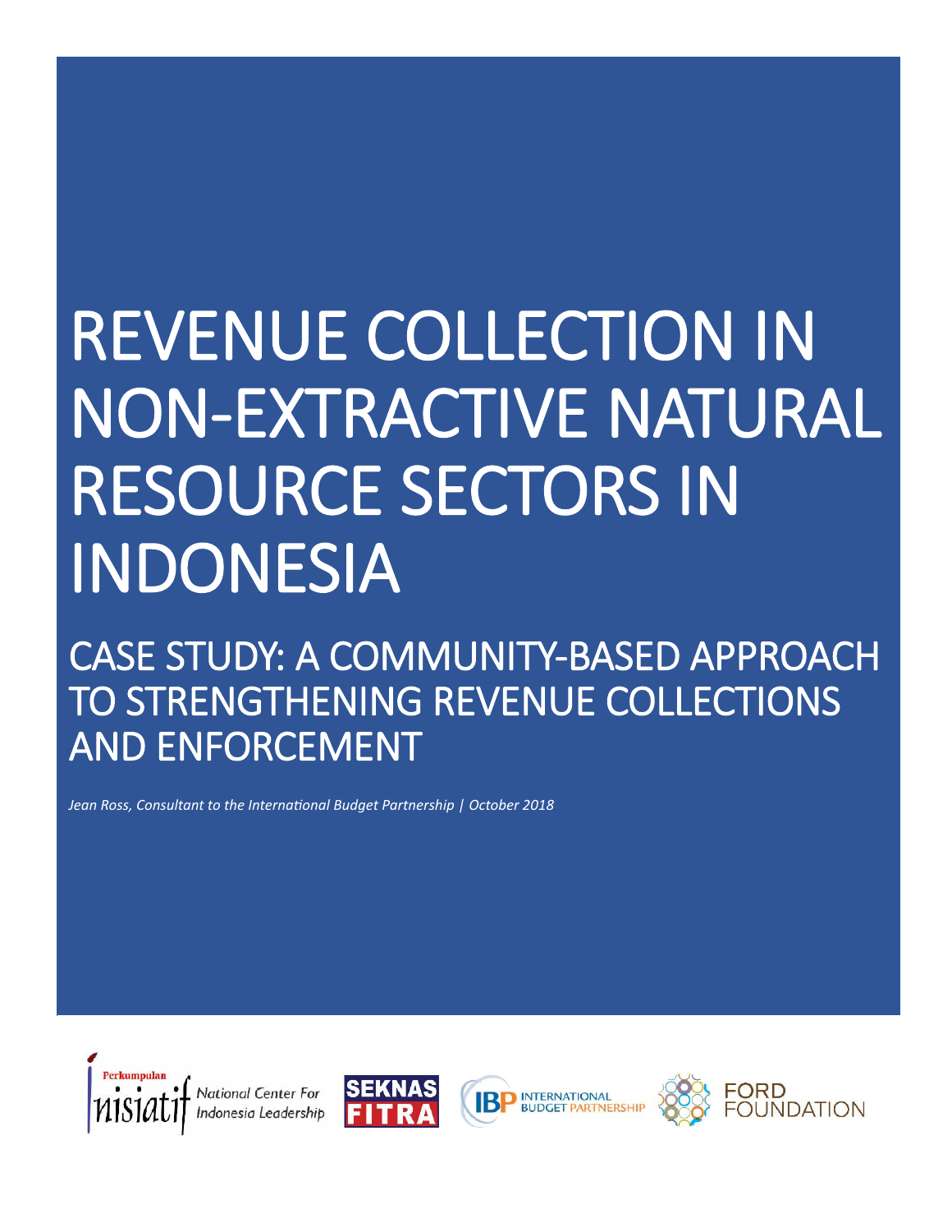# REVENUE COLLECTION IN NON-EXTRACTIVE NATURAL RESOURCE SECTORS IN INDONESIA

## CASE STUDY: A COMMUNITY-BASED APPROACH TO STRENGTHENING REVENUE COLLECTIONS AND ENFORCEMENT

*Jean Ross, Consultant to the International Budget Partnership | October 2018*

Perkumpulan Inisiatif National Center For Indonesia Leadership

SEKNAS FITRA

IBP INTERNATIONAL BUDGET PARTNERSHIP

FORD FOUNDATION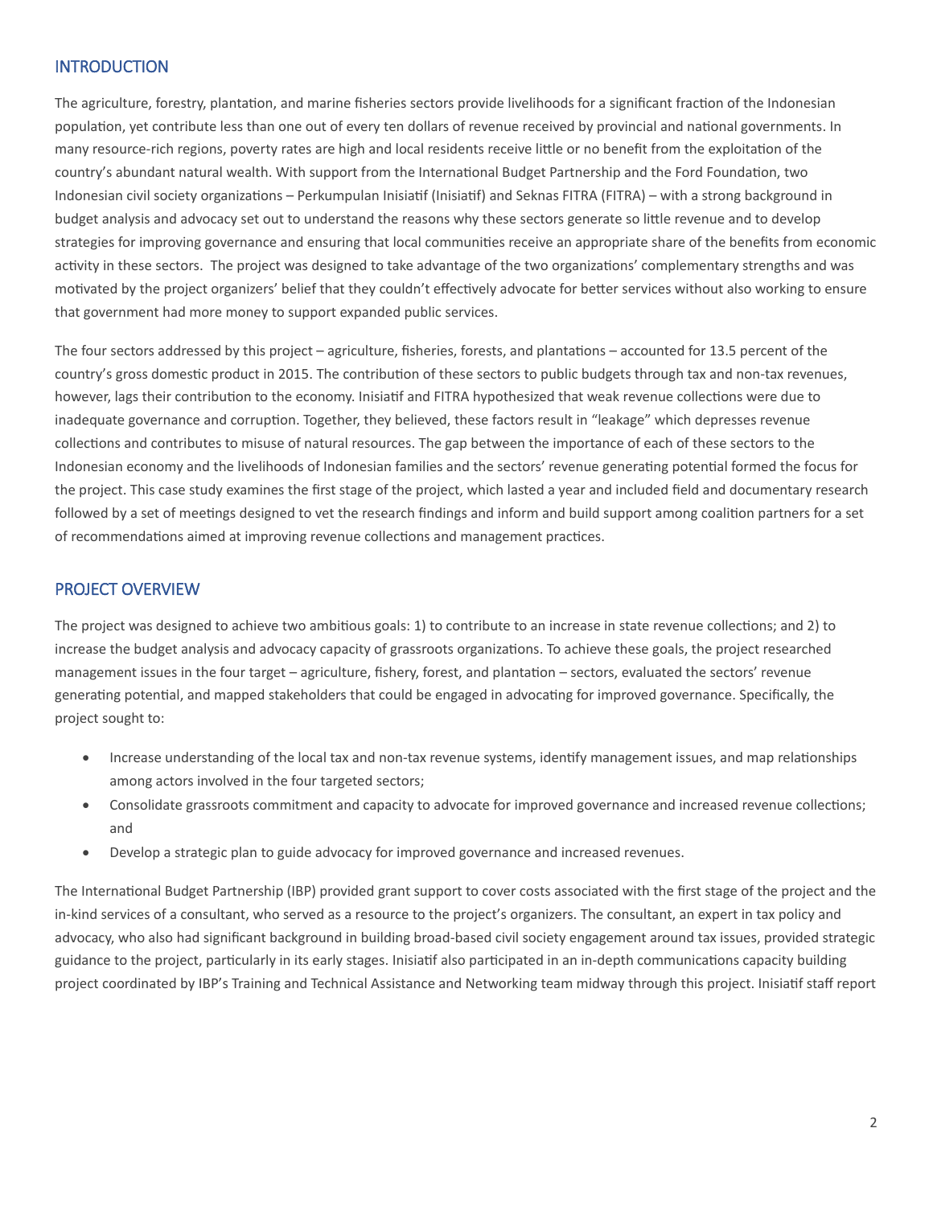## INTRODUCTION

The agriculture, forestry, plantation, and marine fisheries sectors provide livelihoods for a significant fraction of the Indonesian population, yet contribute less than one out of every ten dollars of revenue received by provincial and national governments. In many resource-rich regions, poverty rates are high and local residents receive little or no benefit from the exploitation of the country's abundant natural wealth. With support from the International Budget Partnership and the Ford Foundation, two Indonesian civil society organizations – Perkumpulan Inisiatif (Inisiatif) and Seknas FITRA (FITRA) – with a strong background in budget analysis and advocacy set out to understand the reasons why these sectors generate so little revenue and to develop strategies for improving governance and ensuring that local communities receive an appropriate share of the benefits from economic activity in these sectors. The project was designed to take advantage of the two organizations' complementary strengths and was motivated by the project organizers' belief that they couldn't effectively advocate for better services without also working to ensure that government had more money to support expanded public services.

The four sectors addressed by this project – agriculture, fisheries, forests, and plantations – accounted for 13.5 percent of the country's gross domestic product in 2015. The contribution of these sectors to public budgets through tax and non-tax revenues, however, lags their contribution to the economy. Inisiatif and FITRA hypothesized that weak revenue collections were due to inadequate governance and corruption. Together, they believed, these factors result in "leakage" which depresses revenue collections and contributes to misuse of natural resources. The gap between the importance of each of these sectors to the Indonesian economy and the livelihoods of Indonesian families and the sectors' revenue generating potential formed the focus for the project. This case study examines the first stage of the project, which lasted a year and included field and documentary research followed by a set of meetings designed to vet the research findings and inform and build support among coalition partners for a set of recommendations aimed at improving revenue collections and management practices.

## PROJECT OVERVIEW

The project was designed to achieve two ambitious goals: 1) to contribute to an increase in state revenue collections; and 2) to increase the budget analysis and advocacy capacity of grassroots organizations. To achieve these goals, the project researched management issues in the four target – agriculture, fishery, forest, and plantation – sectors, evaluated the sectors' revenue generating potential, and mapped stakeholders that could be engaged in advocating for improved governance. Specifically, the project sought to:

- Increase understanding of the local tax and non-tax revenue systems, identify management issues, and map relationships among actors involved in the four targeted sectors;
- Consolidate grassroots commitment and capacity to advocate for improved governance and increased revenue collections; and
- Develop a strategic plan to guide advocacy for improved governance and increased revenues.

The International Budget Partnership (IBP) provided grant support to cover costs associated with the first stage of the project and the in-kind services of a consultant, who served as a resource to the project's organizers. The consultant, an expert in tax policy and advocacy, who also had significant background in building broad-based civil society engagement around tax issues, provided strategic guidance to the project, particularly in its early stages. Inisiatif also participated in an in-depth communications capacity building project coordinated by IBP's Training and Technical Assistance and Networking team midway through this project. Inisiatif staff report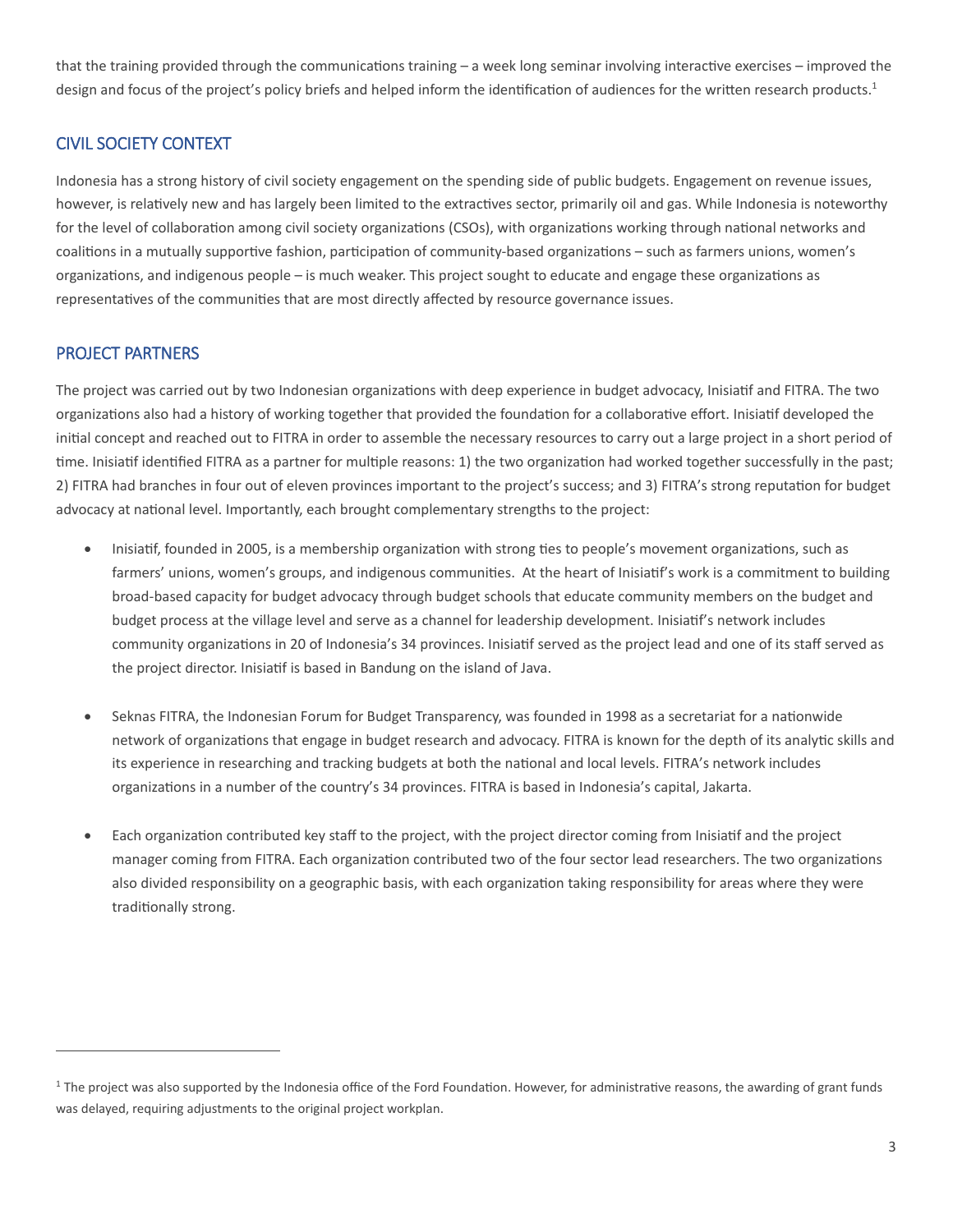that the training provided through the communications training – a week long seminar involving interactive exercises – improved the design and focus of the project's policy briefs and helped inform the identification of audiences for the written research products.[1]

## CIVIL SOCIETY CONTEXT

Indonesia has a strong history of civil society engagement on the spending side of public budgets. Engagement on revenue issues, however, is relatively new and has largely been limited to the extractives sector, primarily oil and gas. While Indonesia is noteworthy for the level of collaboration among civil society organizations (CSOs), with organizations working through national networks and coalitions in a mutually supportive fashion, participation of community-based organizations – such as farmers unions, women's organizations, and indigenous people – is much weaker. This project sought to educate and engage these organizations as representatives of the communities that are most directly affected by resource governance issues.

## PROJECT PARTNERS

The project was carried out by two Indonesian organizations with deep experience in budget advocacy, Inisiatif and FITRA. The two organizations also had a history of working together that provided the foundation for a collaborative effort. Inisiatif developed the initial concept and reached out to FITRA in order to assemble the necessary resources to carry out a large project in a short period of time. Inisiatif identified FITRA as a partner for multiple reasons: 1) the two organization had worked together successfully in the past; 2) FITRA had branches in four out of eleven provinces important to the project's success; and 3) FITRA's strong reputation for budget advocacy at national level. Importantly, each brought complementary strengths to the project:

- Inisiatif, founded in 2005, is a membership organization with strong ties to people's movement organizations, such as farmers' unions, women's groups, and indigenous communities. At the heart of Inisiatif's work is a commitment to building broad-based capacity for budget advocacy through budget schools that educate community members on the budget and budget process at the village level and serve as a channel for leadership development. Inisiatif's network includes community organizations in 20 of Indonesia's 34 provinces. Inisiatif served as the project lead and one of its staff served as the project director. Inisiatif is based in Bandung on the island of Java.

- Seknas FITRA, the Indonesian Forum for Budget Transparency, was founded in 1998 as a secretariat for a nationwide network of organizations that engage in budget research and advocacy. FITRA is known for the depth of its analytic skills and its experience in researching and tracking budgets at both the national and local levels. FITRA's network includes organizations in a number of the country's 34 provinces. FITRA is based in Indonesia's capital, Jakarta.

- Each organization contributed key staff to the project, with the project director coming from Inisiatif and the project manager coming from FITRA. Each organization contributed two of the four sector lead researchers. The two organizations also divided responsibility on a geographic basis, with each organization taking responsibility for areas where they were traditionally strong.

---

[1] The project was also supported by the Indonesia office of the Ford Foundation. However, for administrative reasons, the awarding of grant funds was delayed, requiring adjustments to the original project workplan.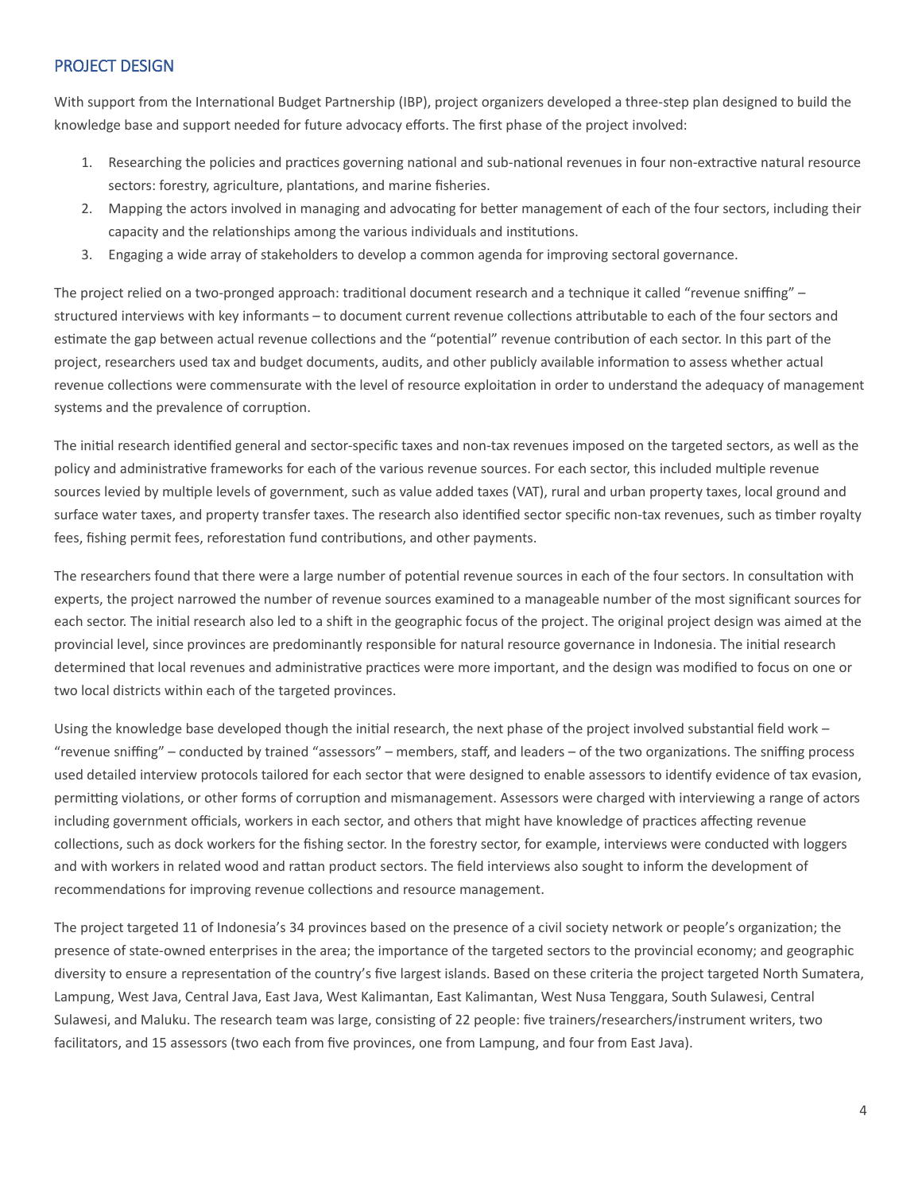## PROJECT DESIGN

With support from the International Budget Partnership (IBP), project organizers developed a three-step plan designed to build the knowledge base and support needed for future advocacy efforts. The first phase of the project involved:

1. Researching the policies and practices governing national and sub-national revenues in four non-extractive natural resource sectors: forestry, agriculture, plantations, and marine fisheries.
2. Mapping the actors involved in managing and advocating for better management of each of the four sectors, including their capacity and the relationships among the various individuals and institutions.
3. Engaging a wide array of stakeholders to develop a common agenda for improving sectoral governance.

The project relied on a two-pronged approach: traditional document research and a technique it called "revenue sniffing" – structured interviews with key informants – to document current revenue collections attributable to each of the four sectors and estimate the gap between actual revenue collections and the "potential" revenue contribution of each sector. In this part of the project, researchers used tax and budget documents, audits, and other publicly available information to assess whether actual revenue collections were commensurate with the level of resource exploitation in order to understand the adequacy of management systems and the prevalence of corruption.

The initial research identified general and sector-specific taxes and non-tax revenues imposed on the targeted sectors, as well as the policy and administrative frameworks for each of the various revenue sources. For each sector, this included multiple revenue sources levied by multiple levels of government, such as value added taxes (VAT), rural and urban property taxes, local ground and surface water taxes, and property transfer taxes. The research also identified sector specific non-tax revenues, such as timber royalty fees, fishing permit fees, reforestation fund contributions, and other payments.

The researchers found that there were a large number of potential revenue sources in each of the four sectors. In consultation with experts, the project narrowed the number of revenue sources examined to a manageable number of the most significant sources for each sector. The initial research also led to a shift in the geographic focus of the project. The original project design was aimed at the provincial level, since provinces are predominantly responsible for natural resource governance in Indonesia. The initial research determined that local revenues and administrative practices were more important, and the design was modified to focus on one or two local districts within each of the targeted provinces.

Using the knowledge base developed though the initial research, the next phase of the project involved substantial field work – "revenue sniffing" – conducted by trained "assessors" – members, staff, and leaders – of the two organizations. The sniffing process used detailed interview protocols tailored for each sector that were designed to enable assessors to identify evidence of tax evasion, permitting violations, or other forms of corruption and mismanagement. Assessors were charged with interviewing a range of actors including government officials, workers in each sector, and others that might have knowledge of practices affecting revenue collections, such as dock workers for the fishing sector. In the forestry sector, for example, interviews were conducted with loggers and with workers in related wood and rattan product sectors. The field interviews also sought to inform the development of recommendations for improving revenue collections and resource management.

The project targeted 11 of Indonesia's 34 provinces based on the presence of a civil society network or people's organization; the presence of state-owned enterprises in the area; the importance of the targeted sectors to the provincial economy; and geographic diversity to ensure a representation of the country's five largest islands. Based on these criteria the project targeted North Sumatera, Lampung, West Java, Central Java, East Java, West Kalimantan, East Kalimantan, West Nusa Tenggara, South Sulawesi, Central Sulawesi, and Maluku. The research team was large, consisting of 22 people: five trainers/researchers/instrument writers, two facilitators, and 15 assessors (two each from five provinces, one from Lampung, and four from East Java).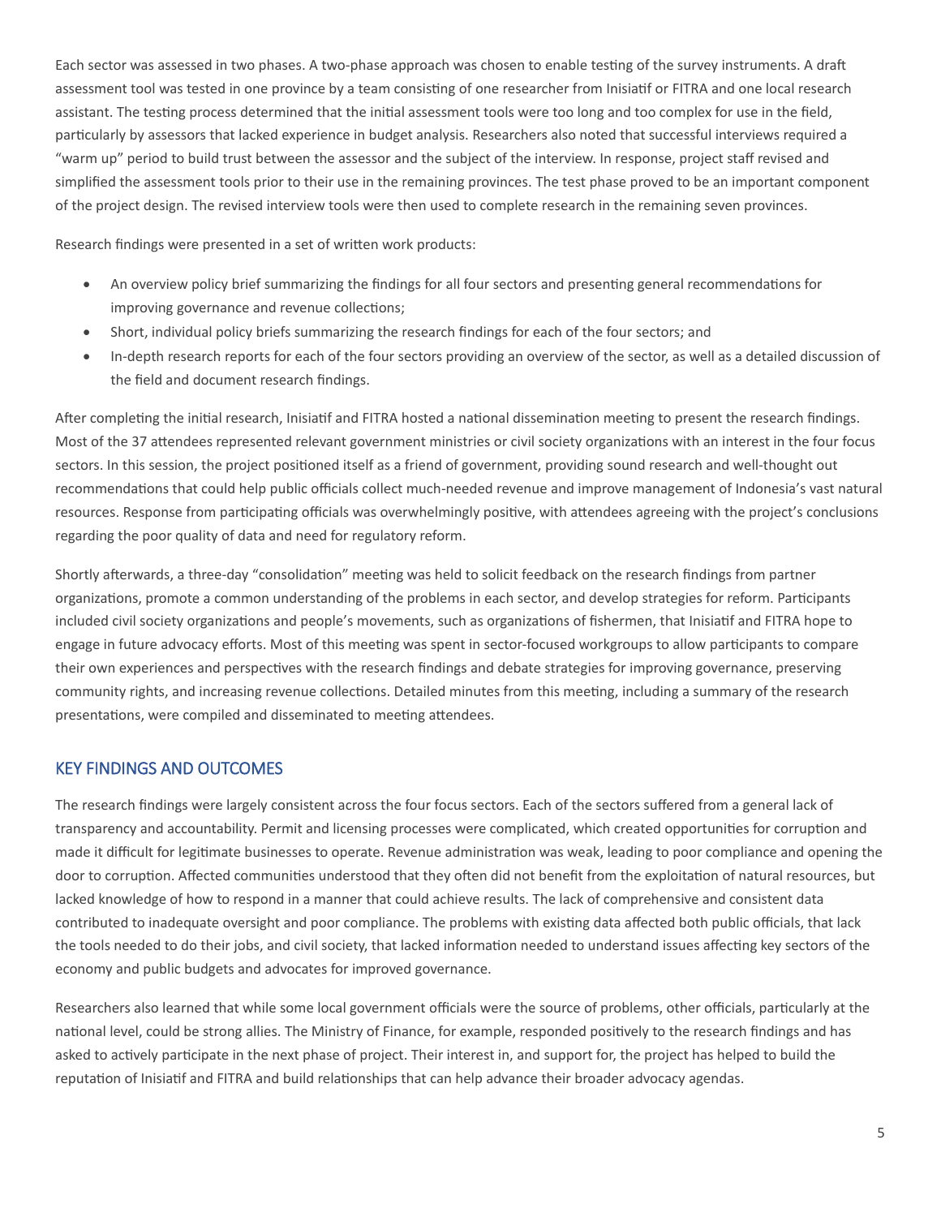Each sector was assessed in two phases. A two-phase approach was chosen to enable testing of the survey instruments. A draft assessment tool was tested in one province by a team consisting of one researcher from Inisiatif or FITRA and one local research assistant. The testing process determined that the initial assessment tools were too long and too complex for use in the field, particularly by assessors that lacked experience in budget analysis. Researchers also noted that successful interviews required a "warm up" period to build trust between the assessor and the subject of the interview. In response, project staff revised and simplified the assessment tools prior to their use in the remaining provinces. The test phase proved to be an important component of the project design. The revised interview tools were then used to complete research in the remaining seven provinces.

Research findings were presented in a set of written work products:

- An overview policy brief summarizing the findings for all four sectors and presenting general recommendations for improving governance and revenue collections;
- Short, individual policy briefs summarizing the research findings for each of the four sectors; and
- In-depth research reports for each of the four sectors providing an overview of the sector, as well as a detailed discussion of the field and document research findings.

After completing the initial research, Inisiatif and FITRA hosted a national dissemination meeting to present the research findings. Most of the 37 attendees represented relevant government ministries or civil society organizations with an interest in the four focus sectors. In this session, the project positioned itself as a friend of government, providing sound research and well-thought out recommendations that could help public officials collect much-needed revenue and improve management of Indonesia's vast natural resources. Response from participating officials was overwhelmingly positive, with attendees agreeing with the project's conclusions regarding the poor quality of data and need for regulatory reform.

Shortly afterwards, a three-day "consolidation" meeting was held to solicit feedback on the research findings from partner organizations, promote a common understanding of the problems in each sector, and develop strategies for reform. Participants included civil society organizations and people's movements, such as organizations of fishermen, that Inisiatif and FITRA hope to engage in future advocacy efforts. Most of this meeting was spent in sector-focused workgroups to allow participants to compare their own experiences and perspectives with the research findings and debate strategies for improving governance, preserving community rights, and increasing revenue collections. Detailed minutes from this meeting, including a summary of the research presentations, were compiled and disseminated to meeting attendees.

## KEY FINDINGS AND OUTCOMES

The research findings were largely consistent across the four focus sectors. Each of the sectors suffered from a general lack of transparency and accountability. Permit and licensing processes were complicated, which created opportunities for corruption and made it difficult for legitimate businesses to operate. Revenue administration was weak, leading to poor compliance and opening the door to corruption. Affected communities understood that they often did not benefit from the exploitation of natural resources, but lacked knowledge of how to respond in a manner that could achieve results. The lack of comprehensive and consistent data contributed to inadequate oversight and poor compliance. The problems with existing data affected both public officials, that lack the tools needed to do their jobs, and civil society, that lacked information needed to understand issues affecting key sectors of the economy and public budgets and advocates for improved governance.

Researchers also learned that while some local government officials were the source of problems, other officials, particularly at the national level, could be strong allies. The Ministry of Finance, for example, responded positively to the research findings and has asked to actively participate in the next phase of project. Their interest in, and support for, the project has helped to build the reputation of Inisiatif and FITRA and build relationships that can help advance their broader advocacy agendas.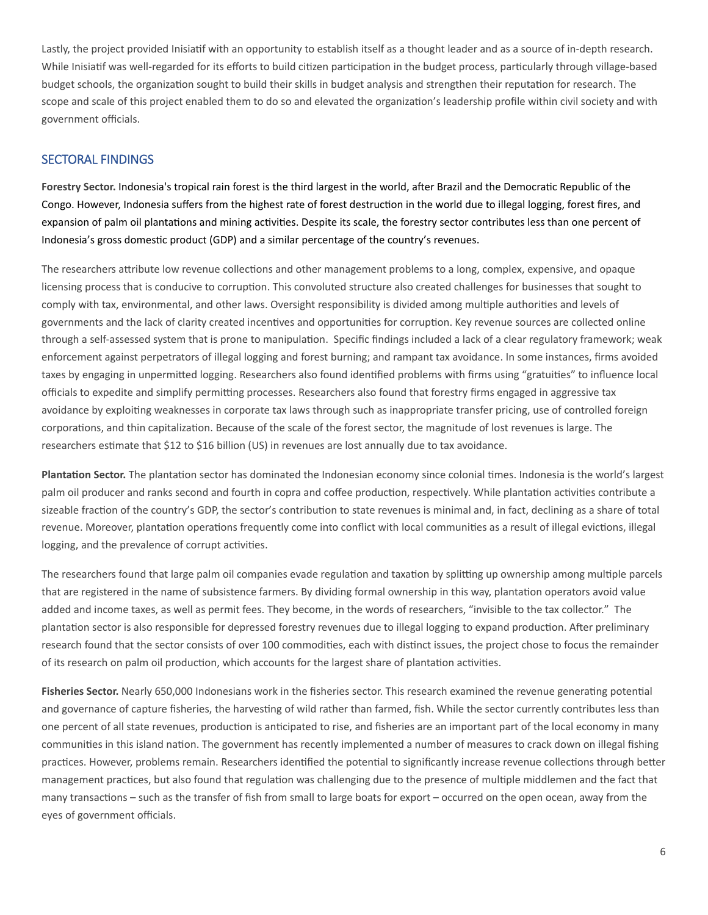Lastly, the project provided Inisiatif with an opportunity to establish itself as a thought leader and as a source of in-depth research. While Inisiatif was well-regarded for its efforts to build citizen participation in the budget process, particularly through village-based budget schools, the organization sought to build their skills in budget analysis and strengthen their reputation for research. The scope and scale of this project enabled them to do so and elevated the organization's leadership profile within civil society and with government officials.

## SECTORAL FINDINGS

**Forestry Sector.** Indonesia's tropical rain forest is the third largest in the world, after Brazil and the Democratic Republic of the Congo. However, Indonesia suffers from the highest rate of forest destruction in the world due to illegal logging, forest fires, and expansion of palm oil plantations and mining activities. Despite its scale, the forestry sector contributes less than one percent of Indonesia's gross domestic product (GDP) and a similar percentage of the country's revenues.

The researchers attribute low revenue collections and other management problems to a long, complex, expensive, and opaque licensing process that is conducive to corruption. This convoluted structure also created challenges for businesses that sought to comply with tax, environmental, and other laws. Oversight responsibility is divided among multiple authorities and levels of governments and the lack of clarity created incentives and opportunities for corruption. Key revenue sources are collected online through a self-assessed system that is prone to manipulation. Specific findings included a lack of a clear regulatory framework; weak enforcement against perpetrators of illegal logging and forest burning; and rampant tax avoidance. In some instances, firms avoided taxes by engaging in unpermitted logging. Researchers also found identified problems with firms using "gratuities" to influence local officials to expedite and simplify permitting processes. Researchers also found that forestry firms engaged in aggressive tax avoidance by exploiting weaknesses in corporate tax laws through such as inappropriate transfer pricing, use of controlled foreign corporations, and thin capitalization. Because of the scale of the forest sector, the magnitude of lost revenues is large. The researchers estimate that $12 to $16 billion (US) in revenues are lost annually due to tax avoidance.

**Plantation Sector.** The plantation sector has dominated the Indonesian economy since colonial times. Indonesia is the world's largest palm oil producer and ranks second and fourth in copra and coffee production, respectively. While plantation activities contribute a sizeable fraction of the country's GDP, the sector's contribution to state revenues is minimal and, in fact, declining as a share of total revenue. Moreover, plantation operations frequently come into conflict with local communities as a result of illegal evictions, illegal logging, and the prevalence of corrupt activities.

The researchers found that large palm oil companies evade regulation and taxation by splitting up ownership among multiple parcels that are registered in the name of subsistence farmers. By dividing formal ownership in this way, plantation operators avoid value added and income taxes, as well as permit fees. They become, in the words of researchers, "invisible to the tax collector." The plantation sector is also responsible for depressed forestry revenues due to illegal logging to expand production. After preliminary research found that the sector consists of over 100 commodities, each with distinct issues, the project chose to focus the remainder of its research on palm oil production, which accounts for the largest share of plantation activities.

**Fisheries Sector.** Nearly 650,000 Indonesians work in the fisheries sector. This research examined the revenue generating potential and governance of capture fisheries, the harvesting of wild rather than farmed, fish. While the sector currently contributes less than one percent of all state revenues, production is anticipated to rise, and fisheries are an important part of the local economy in many communities in this island nation. The government has recently implemented a number of measures to crack down on illegal fishing practices. However, problems remain. Researchers identified the potential to significantly increase revenue collections through better management practices, but also found that regulation was challenging due to the presence of multiple middlemen and the fact that many transactions – such as the transfer of fish from small to large boats for export – occurred on the open ocean, away from the eyes of government officials.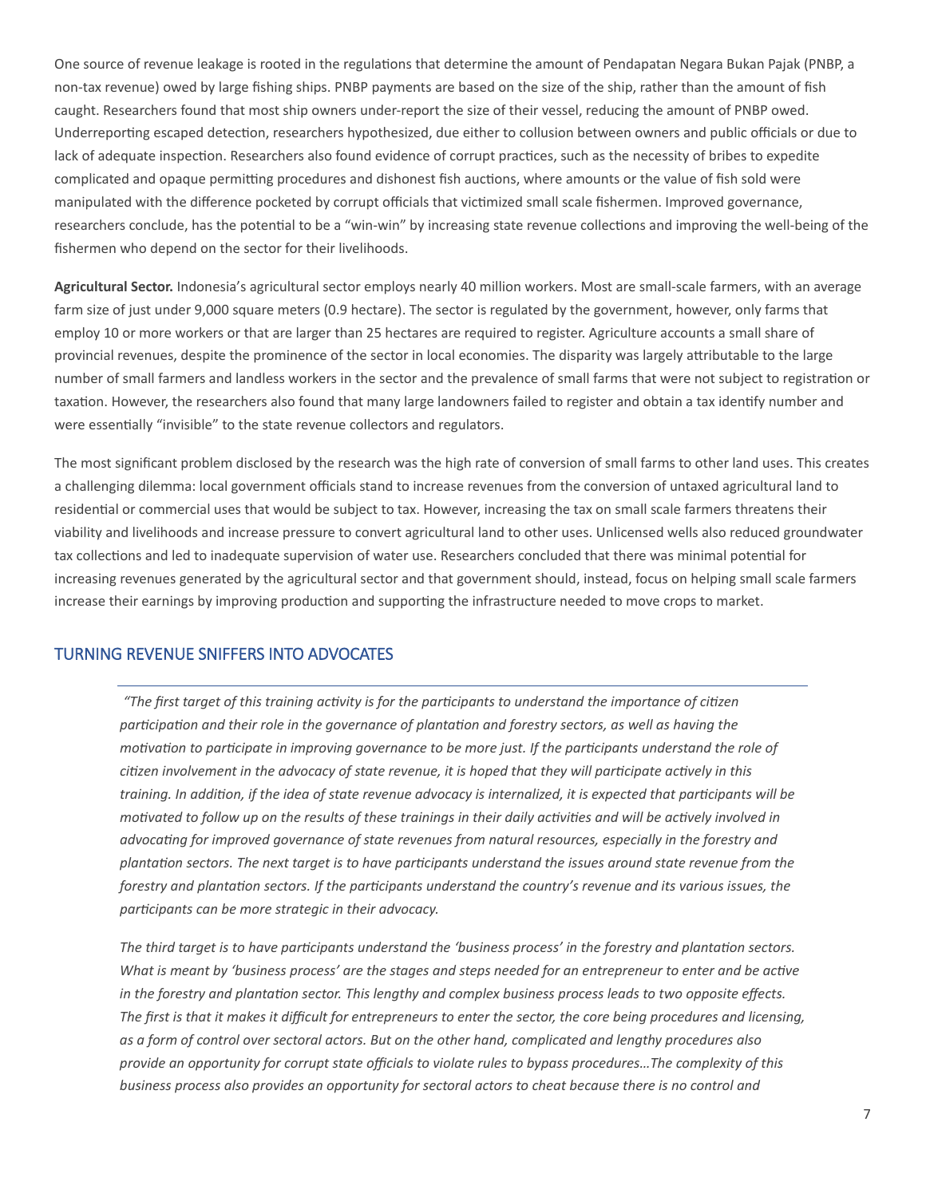One source of revenue leakage is rooted in the regulations that determine the amount of Pendapatan Negara Bukan Pajak (PNBP, a non-tax revenue) owed by large fishing ships. PNBP payments are based on the size of the ship, rather than the amount of fish caught. Researchers found that most ship owners under-report the size of their vessel, reducing the amount of PNBP owed. Underreporting escaped detection, researchers hypothesized, due either to collusion between owners and public officials or due to lack of adequate inspection. Researchers also found evidence of corrupt practices, such as the necessity of bribes to expedite complicated and opaque permitting procedures and dishonest fish auctions, where amounts or the value of fish sold were manipulated with the difference pocketed by corrupt officials that victimized small scale fishermen. Improved governance, researchers conclude, has the potential to be a "win-win" by increasing state revenue collections and improving the well-being of the fishermen who depend on the sector for their livelihoods.

**Agricultural Sector.** Indonesia's agricultural sector employs nearly 40 million workers. Most are small-scale farmers, with an average farm size of just under 9,000 square meters (0.9 hectare). The sector is regulated by the government, however, only farms that employ 10 or more workers or that are larger than 25 hectares are required to register. Agriculture accounts a small share of provincial revenues, despite the prominence of the sector in local economies. The disparity was largely attributable to the large number of small farmers and landless workers in the sector and the prevalence of small farms that were not subject to registration or taxation. However, the researchers also found that many large landowners failed to register and obtain a tax identify number and were essentially "invisible" to the state revenue collectors and regulators.

The most significant problem disclosed by the research was the high rate of conversion of small farms to other land uses. This creates a challenging dilemma: local government officials stand to increase revenues from the conversion of untaxed agricultural land to residential or commercial uses that would be subject to tax. However, increasing the tax on small scale farmers threatens their viability and livelihoods and increase pressure to convert agricultural land to other uses. Unlicensed wells also reduced groundwater tax collections and led to inadequate supervision of water use. Researchers concluded that there was minimal potential for increasing revenues generated by the agricultural sector and that government should, instead, focus on helping small scale farmers increase their earnings by improving production and supporting the infrastructure needed to move crops to market.

## TURNING REVENUE SNIFFERS INTO ADVOCATES

---

*"The first target of this training activity is for the participants to understand the importance of citizen participation and their role in the governance of plantation and forestry sectors, as well as having the motivation to participate in improving governance to be more just. If the participants understand the role of citizen involvement in the advocacy of state revenue, it is hoped that they will participate actively in this training. In addition, if the idea of state revenue advocacy is internalized, it is expected that participants will be motivated to follow up on the results of these trainings in their daily activities and will be actively involved in advocating for improved governance of state revenues from natural resources, especially in the forestry and plantation sectors. The next target is to have participants understand the issues around state revenue from the forestry and plantation sectors. If the participants understand the country's revenue and its various issues, the participants can be more strategic in their advocacy.*

*The third target is to have participants understand the 'business process' in the forestry and plantation sectors. What is meant by 'business process' are the stages and steps needed for an entrepreneur to enter and be active in the forestry and plantation sector. This lengthy and complex business process leads to two opposite effects. The first is that it makes it difficult for entrepreneurs to enter the sector, the core being procedures and licensing, as a form of control over sectoral actors. But on the other hand, complicated and lengthy procedures also provide an opportunity for corrupt state officials to violate rules to bypass procedures…The complexity of this business process also provides an opportunity for sectoral actors to cheat because there is no control and*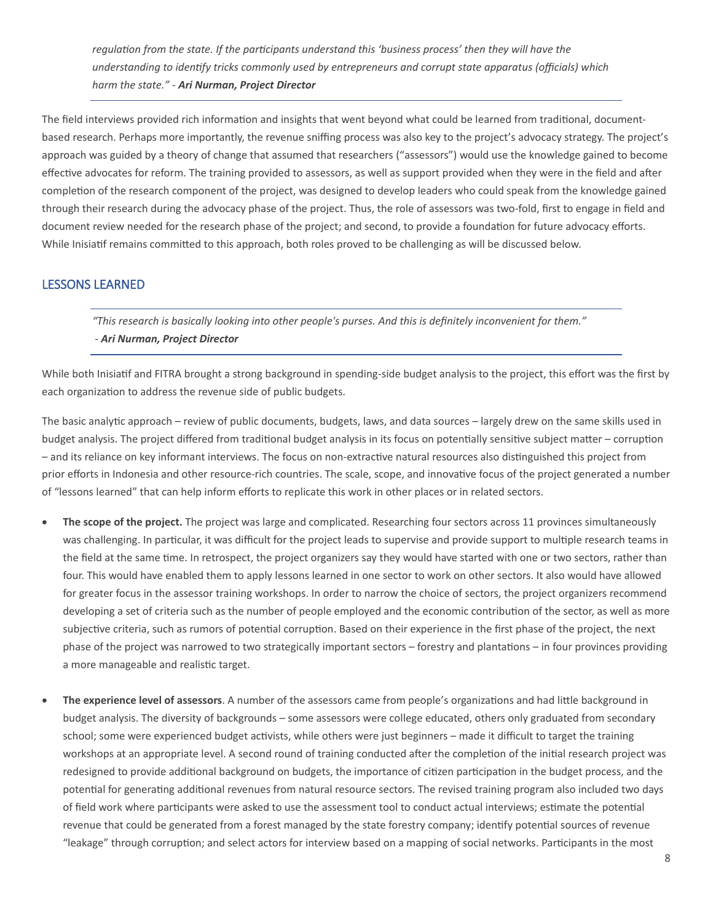*regulation from the state. If the participants understand this 'business process' then they will have the understanding to identify tricks commonly used by entrepreneurs and corrupt state apparatus (officials) which harm the state."* - ***Ari Nurman, Project Director***

---

The field interviews provided rich information and insights that went beyond what could be learned from traditional, document-based research. Perhaps more importantly, the revenue sniffing process was also key to the project's advocacy strategy. The project's approach was guided by a theory of change that assumed that researchers ("assessors") would use the knowledge gained to become effective advocates for reform. The training provided to assessors, as well as support provided when they were in the field and after completion of the research component of the project, was designed to develop leaders who could speak from the knowledge gained through their research during the advocacy phase of the project. Thus, the role of assessors was two-fold, first to engage in field and document review needed for the research phase of the project; and second, to provide a foundation for future advocacy efforts. While Inisiatif remains committed to this approach, both roles proved to be challenging as will be discussed below.

## LESSONS LEARNED

---

*"This research is basically looking into other people's purses. And this is definitely inconvenient for them."*
 - ***Ari Nurman, Project Director***

---

While both Inisiatif and FITRA brought a strong background in spending-side budget analysis to the project, this effort was the first by each organization to address the revenue side of public budgets.

The basic analytic approach – review of public documents, budgets, laws, and data sources – largely drew on the same skills used in budget analysis. The project differed from traditional budget analysis in its focus on potentially sensitive subject matter – corruption – and its reliance on key informant interviews. The focus on non-extractive natural resources also distinguished this project from prior efforts in Indonesia and other resource-rich countries. The scale, scope, and innovative focus of the project generated a number of "lessons learned" that can help inform efforts to replicate this work in other places or in related sectors.

- **The scope of the project.** The project was large and complicated. Researching four sectors across 11 provinces simultaneously was challenging. In particular, it was difficult for the project leads to supervise and provide support to multiple research teams in the field at the same time. In retrospect, the project organizers say they would have started with one or two sectors, rather than four. This would have enabled them to apply lessons learned in one sector to work on other sectors. It also would have allowed for greater focus in the assessor training workshops. In order to narrow the choice of sectors, the project organizers recommend developing a set of criteria such as the number of people employed and the economic contribution of the sector, as well as more subjective criteria, such as rumors of potential corruption. Based on their experience in the first phase of the project, the next phase of the project was narrowed to two strategically important sectors – forestry and plantations – in four provinces providing a more manageable and realistic target.

- **The experience level of assessors**. A number of the assessors came from people's organizations and had little background in budget analysis. The diversity of backgrounds – some assessors were college educated, others only graduated from secondary school; some were experienced budget activists, while others were just beginners – made it difficult to target the training workshops at an appropriate level. A second round of training conducted after the completion of the initial research project was redesigned to provide additional background on budgets, the importance of citizen participation in the budget process, and the potential for generating additional revenues from natural resource sectors. The revised training program also included two days of field work where participants were asked to use the assessment tool to conduct actual interviews; estimate the potential revenue that could be generated from a forest managed by the state forestry company; identify potential sources of revenue "leakage" through corruption; and select actors for interview based on a mapping of social networks. Participants in the most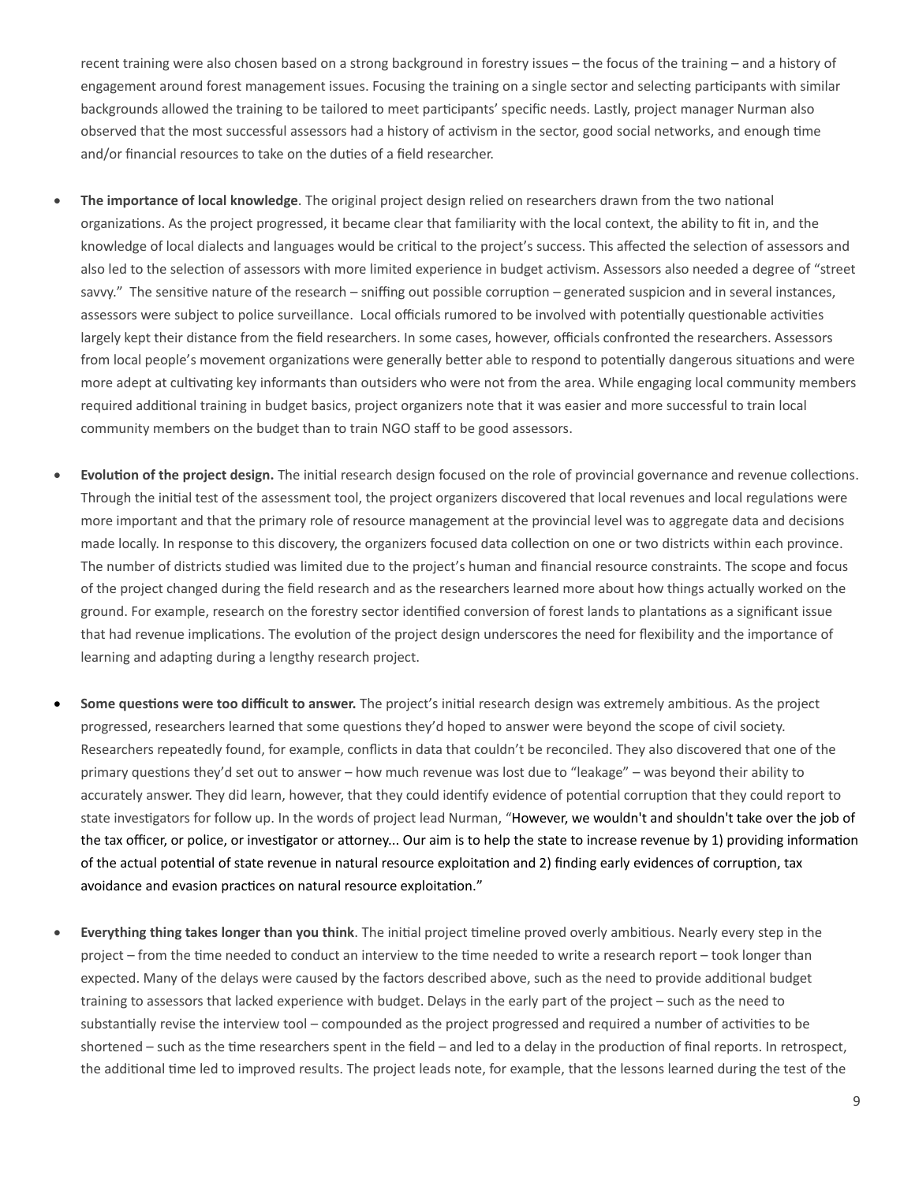recent training were also chosen based on a strong background in forestry issues – the focus of the training – and a history of engagement around forest management issues. Focusing the training on a single sector and selecting participants with similar backgrounds allowed the training to be tailored to meet participants' specific needs. Lastly, project manager Nurman also observed that the most successful assessors had a history of activism in the sector, good social networks, and enough time and/or financial resources to take on the duties of a field researcher.

- **The importance of local knowledge**. The original project design relied on researchers drawn from the two national organizations. As the project progressed, it became clear that familiarity with the local context, the ability to fit in, and the knowledge of local dialects and languages would be critical to the project's success. This affected the selection of assessors and also led to the selection of assessors with more limited experience in budget activism. Assessors also needed a degree of "street savvy." The sensitive nature of the research – sniffing out possible corruption – generated suspicion and in several instances, assessors were subject to police surveillance. Local officials rumored to be involved with potentially questionable activities largely kept their distance from the field researchers. In some cases, however, officials confronted the researchers. Assessors from local people's movement organizations were generally better able to respond to potentially dangerous situations and were more adept at cultivating key informants than outsiders who were not from the area. While engaging local community members required additional training in budget basics, project organizers note that it was easier and more successful to train local community members on the budget than to train NGO staff to be good assessors.

- **Evolution of the project design.** The initial research design focused on the role of provincial governance and revenue collections. Through the initial test of the assessment tool, the project organizers discovered that local revenues and local regulations were more important and that the primary role of resource management at the provincial level was to aggregate data and decisions made locally. In response to this discovery, the organizers focused data collection on one or two districts within each province. The number of districts studied was limited due to the project's human and financial resource constraints. The scope and focus of the project changed during the field research and as the researchers learned more about how things actually worked on the ground. For example, research on the forestry sector identified conversion of forest lands to plantations as a significant issue that had revenue implications. The evolution of the project design underscores the need for flexibility and the importance of learning and adapting during a lengthy research project.

- **Some questions were too difficult to answer.** The project's initial research design was extremely ambitious. As the project progressed, researchers learned that some questions they'd hoped to answer were beyond the scope of civil society. Researchers repeatedly found, for example, conflicts in data that couldn't be reconciled. They also discovered that one of the primary questions they'd set out to answer – how much revenue was lost due to "leakage" – was beyond their ability to accurately answer. They did learn, however, that they could identify evidence of potential corruption that they could report to state investigators for follow up. In the words of project lead Nurman, "However, we wouldn't and shouldn't take over the job of the tax officer, or police, or investigator or attorney... Our aim is to help the state to increase revenue by 1) providing information of the actual potential of state revenue in natural resource exploitation and 2) finding early evidences of corruption, tax avoidance and evasion practices on natural resource exploitation."

- **Everything thing takes longer than you think**. The initial project timeline proved overly ambitious. Nearly every step in the project – from the time needed to conduct an interview to the time needed to write a research report – took longer than expected. Many of the delays were caused by the factors described above, such as the need to provide additional budget training to assessors that lacked experience with budget. Delays in the early part of the project – such as the need to substantially revise the interview tool – compounded as the project progressed and required a number of activities to be shortened – such as the time researchers spent in the field – and led to a delay in the production of final reports. In retrospect, the additional time led to improved results. The project leads note, for example, that the lessons learned during the test of the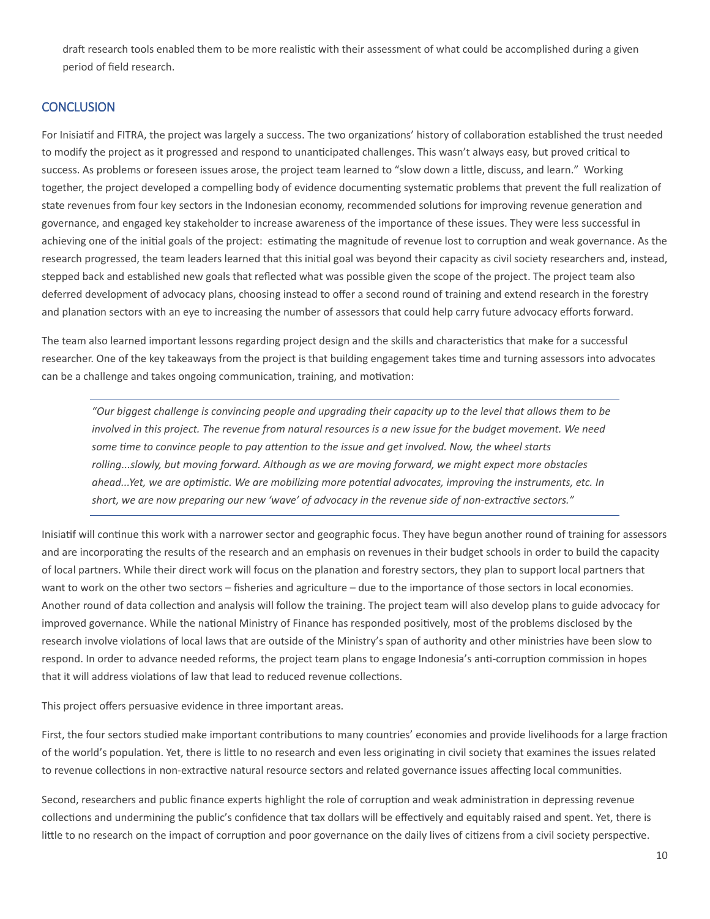draft research tools enabled them to be more realistic with their assessment of what could be accomplished during a given period of field research.

## CONCLUSION

For Inisiatif and FITRA, the project was largely a success. The two organizations' history of collaboration established the trust needed to modify the project as it progressed and respond to unanticipated challenges. This wasn't always easy, but proved critical to success. As problems or foreseen issues arose, the project team learned to "slow down a little, discuss, and learn." Working together, the project developed a compelling body of evidence documenting systematic problems that prevent the full realization of state revenues from four key sectors in the Indonesian economy, recommended solutions for improving revenue generation and governance, and engaged key stakeholder to increase awareness of the importance of these issues. They were less successful in achieving one of the initial goals of the project: estimating the magnitude of revenue lost to corruption and weak governance. As the research progressed, the team leaders learned that this initial goal was beyond their capacity as civil society researchers and, instead, stepped back and established new goals that reflected what was possible given the scope of the project. The project team also deferred development of advocacy plans, choosing instead to offer a second round of training and extend research in the forestry and planation sectors with an eye to increasing the number of assessors that could help carry future advocacy efforts forward.

The team also learned important lessons regarding project design and the skills and characteristics that make for a successful researcher. One of the key takeaways from the project is that building engagement takes time and turning assessors into advocates can be a challenge and takes ongoing communication, training, and motivation:

> *"Our biggest challenge is convincing people and upgrading their capacity up to the level that allows them to be involved in this project. The revenue from natural resources is a new issue for the budget movement. We need some time to convince people to pay attention to the issue and get involved. Now, the wheel starts rolling...slowly, but moving forward. Although as we are moving forward, we might expect more obstacles ahead...Yet, we are optimistic. We are mobilizing more potential advocates, improving the instruments, etc. In short, we are now preparing our new 'wave' of advocacy in the revenue side of non-extractive sectors."*

Inisiatif will continue this work with a narrower sector and geographic focus. They have begun another round of training for assessors and are incorporating the results of the research and an emphasis on revenues in their budget schools in order to build the capacity of local partners. While their direct work will focus on the planation and forestry sectors, they plan to support local partners that want to work on the other two sectors – fisheries and agriculture – due to the importance of those sectors in local economies. Another round of data collection and analysis will follow the training. The project team will also develop plans to guide advocacy for improved governance. While the national Ministry of Finance has responded positively, most of the problems disclosed by the research involve violations of local laws that are outside of the Ministry's span of authority and other ministries have been slow to respond. In order to advance needed reforms, the project team plans to engage Indonesia's anti-corruption commission in hopes that it will address violations of law that lead to reduced revenue collections.

This project offers persuasive evidence in three important areas.

First, the four sectors studied make important contributions to many countries' economies and provide livelihoods for a large fraction of the world's population. Yet, there is little to no research and even less originating in civil society that examines the issues related to revenue collections in non-extractive natural resource sectors and related governance issues affecting local communities.

Second, researchers and public finance experts highlight the role of corruption and weak administration in depressing revenue collections and undermining the public's confidence that tax dollars will be effectively and equitably raised and spent. Yet, there is little to no research on the impact of corruption and poor governance on the daily lives of citizens from a civil society perspective.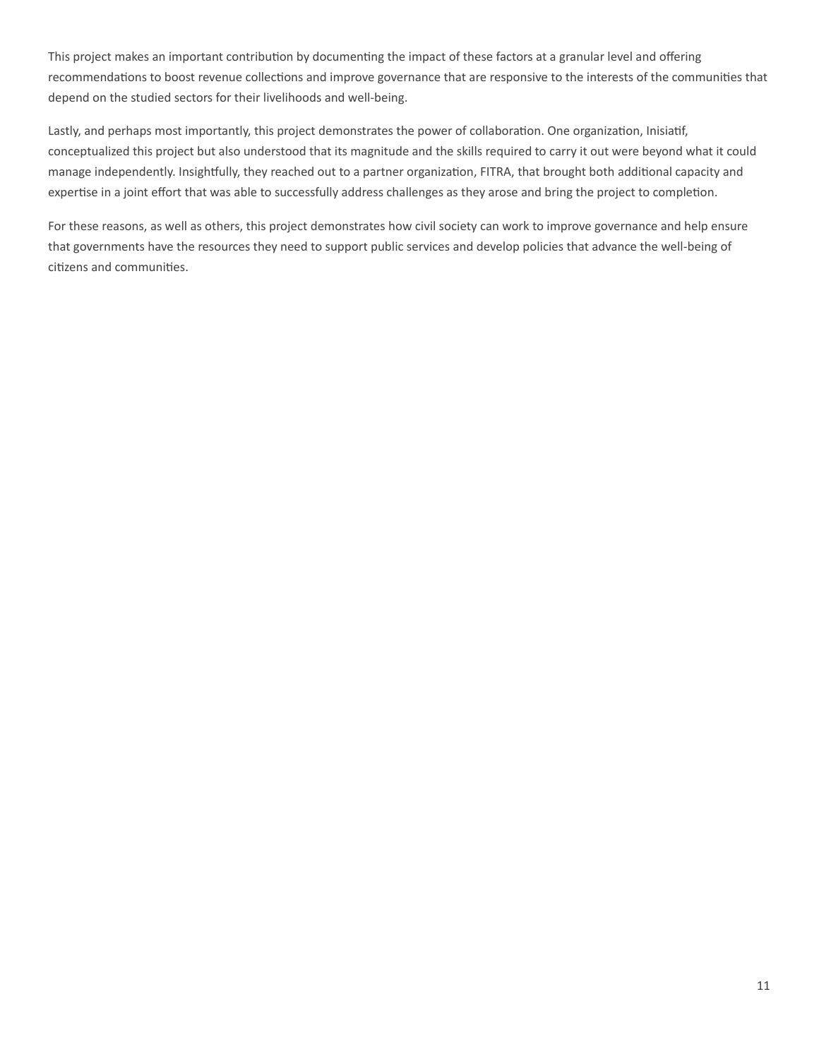This project makes an important contribution by documenting the impact of these factors at a granular level and offering recommendations to boost revenue collections and improve governance that are responsive to the interests of the communities that depend on the studied sectors for their livelihoods and well-being.

Lastly, and perhaps most importantly, this project demonstrates the power of collaboration. One organization, Inisiatif, conceptualized this project but also understood that its magnitude and the skills required to carry it out were beyond what it could manage independently. Insightfully, they reached out to a partner organization, FITRA, that brought both additional capacity and expertise in a joint effort that was able to successfully address challenges as they arose and bring the project to completion.

For these reasons, as well as others, this project demonstrates how civil society can work to improve governance and help ensure that governments have the resources they need to support public services and develop policies that advance the well-being of citizens and communities.